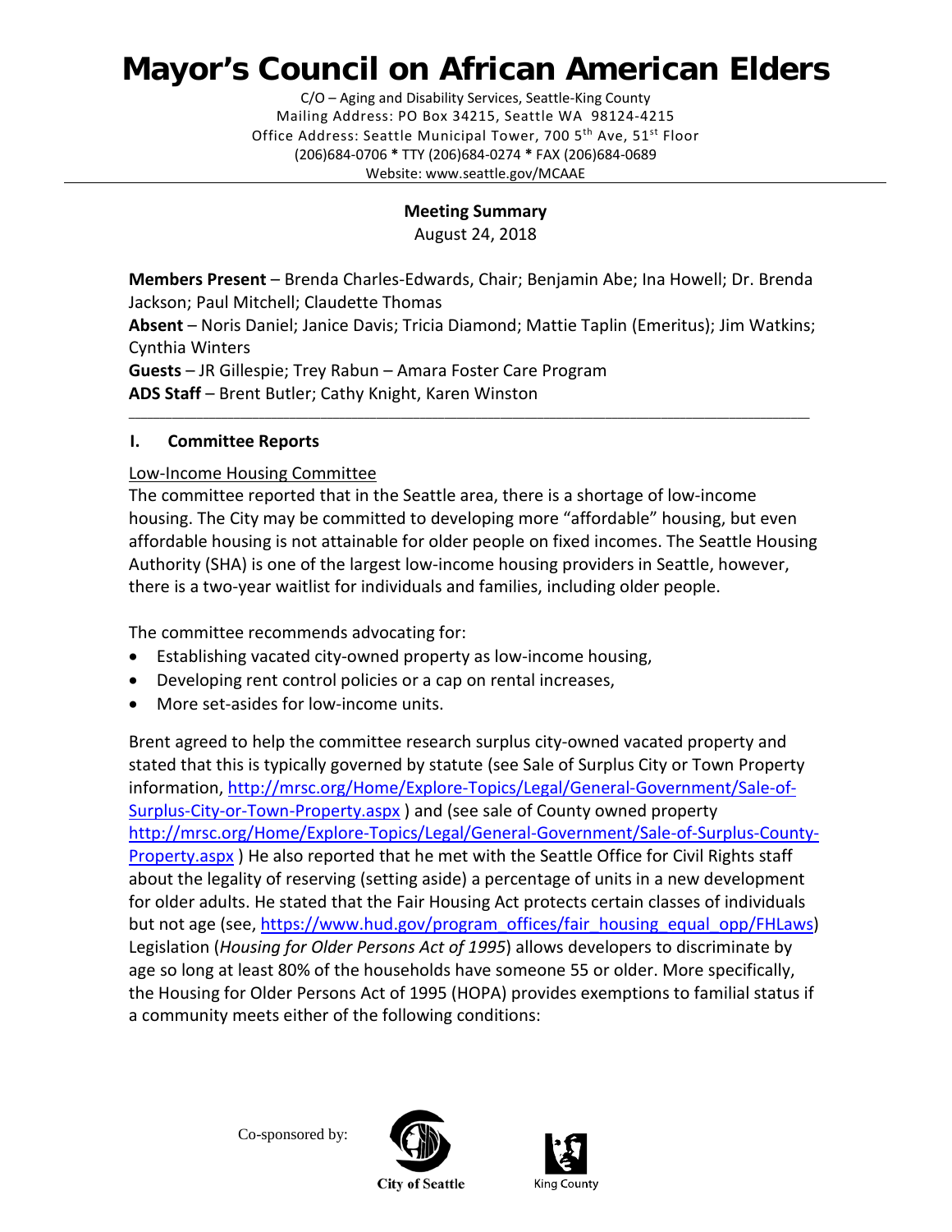# Mayor's Council on African American Elders

C/O – Aging and Disability Services, Seattle-King County
Mailing Address: PO Box 34215, Seattle WA 98124-4215
Office Address: Seattle Municipal Tower, 700 5th Ave, 51st Floor
(206)684-0706 * TTY (206)684-0274 * FAX (206)684-0689
Website: www.seattle.gov/MCAAE

**Meeting Summary**
August 24, 2018

**Members Present** – Brenda Charles-Edwards, Chair; Benjamin Abe; Ina Howell; Dr. Brenda Jackson; Paul Mitchell; Claudette Thomas
**Absent** – Noris Daniel; Janice Davis; Tricia Diamond; Mattie Taplin (Emeritus); Jim Watkins; Cynthia Winters
**Guests** – JR Gillespie; Trey Rabun – Amara Foster Care Program
**ADS Staff** – Brent Butler; Cathy Knight, Karen Winston

---

## I. Committee Reports

Low-Income Housing Committee

The committee reported that in the Seattle area, there is a shortage of low-income housing. The City may be committed to developing more "affordable" housing, but even affordable housing is not attainable for older people on fixed incomes. The Seattle Housing Authority (SHA) is one of the largest low-income housing providers in Seattle, however, there is a two-year waitlist for individuals and families, including older people.

The committee recommends advocating for:

- Establishing vacated city-owned property as low-income housing,
- Developing rent control policies or a cap on rental increases,
- More set-asides for low-income units.

Brent agreed to help the committee research surplus city-owned vacated property and stated that this is typically governed by statute (see Sale of Surplus City or Town Property information, http://mrsc.org/Home/Explore-Topics/Legal/General-Government/Sale-of-Surplus-City-or-Town-Property.aspx ) and (see sale of County owned property http://mrsc.org/Home/Explore-Topics/Legal/General-Government/Sale-of-Surplus-County-Property.aspx ) He also reported that he met with the Seattle Office for Civil Rights staff about the legality of reserving (setting aside) a percentage of units in a new development for older adults. He stated that the Fair Housing Act protects certain classes of individuals but not age (see, https://www.hud.gov/program_offices/fair_housing_equal_opp/FHLaws) Legislation (*Housing for Older Persons Act of 1995*) allows developers to discriminate by age so long at least 80% of the households have someone 55 or older. More specifically, the Housing for Older Persons Act of 1995 (HOPA) provides exemptions to familial status if a community meets either of the following conditions:

Co-sponsored by: City of Seattle   King County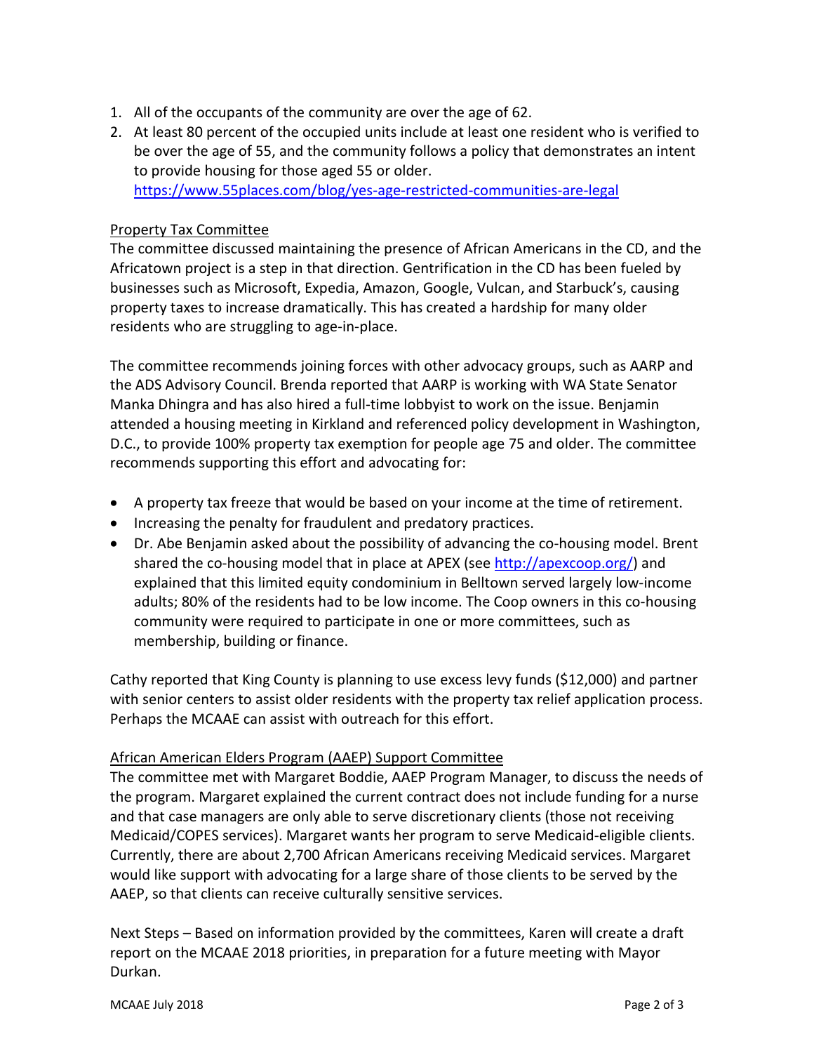1. All of the occupants of the community are over the age of 62.
2. At least 80 percent of the occupied units include at least one resident who is verified to be over the age of 55, and the community follows a policy that demonstrates an intent to provide housing for those aged 55 or older.
   https://www.55places.com/blog/yes-age-restricted-communities-are-legal

Property Tax Committee

The committee discussed maintaining the presence of African Americans in the CD, and the Africatown project is a step in that direction. Gentrification in the CD has been fueled by businesses such as Microsoft, Expedia, Amazon, Google, Vulcan, and Starbuck's, causing property taxes to increase dramatically. This has created a hardship for many older residents who are struggling to age-in-place.

The committee recommends joining forces with other advocacy groups, such as AARP and the ADS Advisory Council. Brenda reported that AARP is working with WA State Senator Manka Dhingra and has also hired a full-time lobbyist to work on the issue. Benjamin attended a housing meeting in Kirkland and referenced policy development in Washington, D.C., to provide 100% property tax exemption for people age 75 and older. The committee recommends supporting this effort and advocating for:

- A property tax freeze that would be based on your income at the time of retirement.
- Increasing the penalty for fraudulent and predatory practices.
- Dr. Abe Benjamin asked about the possibility of advancing the co-housing model. Brent shared the co-housing model that in place at APEX (see http://apexcoop.org/) and explained that this limited equity condominium in Belltown served largely low-income adults; 80% of the residents had to be low income. The Coop owners in this co-housing community were required to participate in one or more committees, such as membership, building or finance.

Cathy reported that King County is planning to use excess levy funds ($12,000) and partner with senior centers to assist older residents with the property tax relief application process. Perhaps the MCAAE can assist with outreach for this effort.

African American Elders Program (AAEP) Support Committee

The committee met with Margaret Boddie, AAEP Program Manager, to discuss the needs of the program. Margaret explained the current contract does not include funding for a nurse and that case managers are only able to serve discretionary clients (those not receiving Medicaid/COPES services). Margaret wants her program to serve Medicaid-eligible clients. Currently, there are about 2,700 African Americans receiving Medicaid services. Margaret would like support with advocating for a large share of those clients to be served by the AAEP, so that clients can receive culturally sensitive services.

Next Steps – Based on information provided by the committees, Karen will create a draft report on the MCAAE 2018 priorities, in preparation for a future meeting with Mayor Durkan.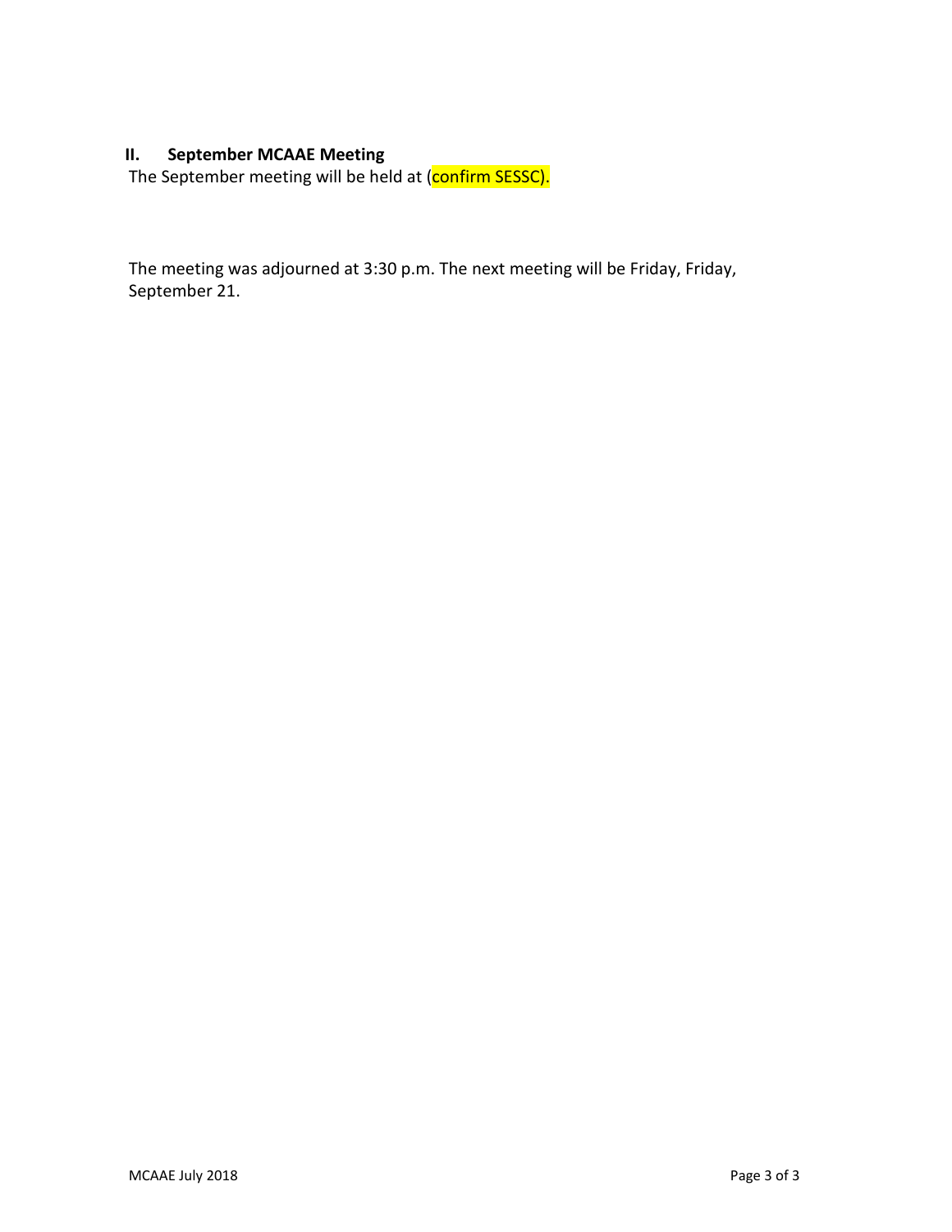## II. September MCAAE Meeting

The September meeting will be held at (confirm SESSC).

The meeting was adjourned at 3:30 p.m. The next meeting will be Friday, Friday, September 21.